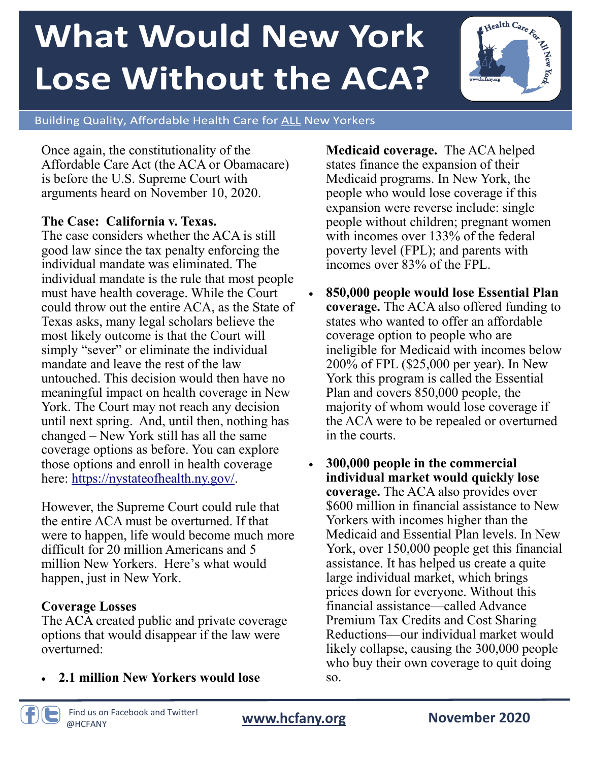# What Would New York Lose Without the ACA?

Building Quality, Affordable Health Care for ALL New Yorkers

Once again, the constitutionality of the Affordable Care Act (the ACA or Obamacare) is before the U.S. Supreme Court with arguments heard on November 10, 2020.

**The Case: California v. Texas.**

The case considers whether the ACA is still good law since the tax penalty enforcing the individual mandate was eliminated. The individual mandate is the rule that most people must have health coverage. While the Court could throw out the entire ACA, as the State of Texas asks, many legal scholars believe the most likely outcome is that the Court will simply "sever" or eliminate the individual mandate and leave the rest of the law untouched. This decision would then have no meaningful impact on health coverage in New York. The Court may not reach any decision until next spring. And, until then, nothing has changed – New York still has all the same coverage options as before. You can explore those options and enroll in health coverage here: [https://nystateofhealth.ny.gov/](https://nystateofhealth.ny.gov/).

However, the Supreme Court could rule that the entire ACA must be overturned. If that were to happen, life would become much more difficult for 20 million Americans and 5 million New Yorkers. Here's what would happen, just in New York.

**Coverage Losses**

The ACA created public and private coverage options that would disappear if the law were overturned:

- **2.1 million New Yorkers would lose Medicaid coverage.** The ACA helped states finance the expansion of their Medicaid programs. In New York, the people who would lose coverage if this expansion were reverse include: single people without children; pregnant women with incomes over 133% of the federal poverty level (FPL); and parents with incomes over 83% of the FPL.
- **850,000 people would lose Essential Plan coverage.** The ACA also offered funding to states who wanted to offer an affordable coverage option to people who are ineligible for Medicaid with incomes below 200% of FPL ($25,000 per year). In New York this program is called the Essential Plan and covers 850,000 people, the majority of whom would lose coverage if the ACA were to be repealed or overturned in the courts.
- **300,000 people in the commercial individual market would quickly lose coverage.** The ACA also provides over $600 million in financial assistance to New Yorkers with incomes higher than the Medicaid and Essential Plan levels. In New York, over 150,000 people get this financial assistance. It has helped us create a quite large individual market, which brings prices down for everyone. Without this financial assistance—called Advance Premium Tax Credits and Cost Sharing Reductions—our individual market would likely collapse, causing the 300,000 people who buy their own coverage to quit doing so.

Find us on Facebook and Twitter! @HCFANY

**www.hcfany.org**

**November 2020**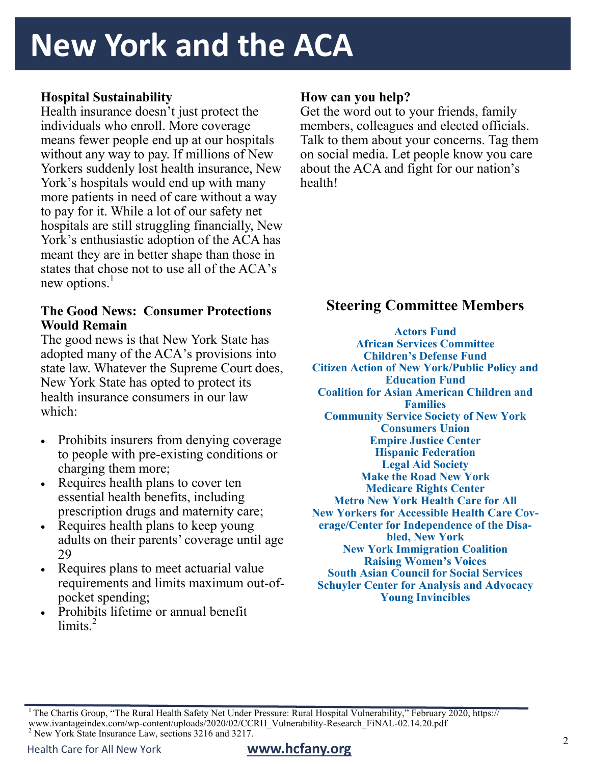# New York and the ACA

### Hospital Sustainability

Health insurance doesn't just protect the individuals who enroll. More coverage means fewer people end up at our hospitals without any way to pay. If millions of New Yorkers suddenly lost health insurance, New York's hospitals would end up with many more patients in need of care without a way to pay for it. While a lot of our safety net hospitals are still struggling financially, New York's enthusiastic adoption of the ACA has meant they are in better shape than those in states that chose not to use all of the ACA's new options.[1]

### The Good News: Consumer Protections Would Remain

The good news is that New York State has adopted many of the ACA's provisions into state law. Whatever the Supreme Court does, New York State has opted to protect its health insurance consumers in our law which:

- Prohibits insurers from denying coverage to people with pre-existing conditions or charging them more;
- Requires health plans to cover ten essential health benefits, including prescription drugs and maternity care;
- Requires health plans to keep young adults on their parents' coverage until age 29
- Requires plans to meet actuarial value requirements and limits maximum out-of-pocket spending;
- Prohibits lifetime or annual benefit limits.[2]

### How can you help?

Get the word out to your friends, family members, colleagues and elected officials. Talk to them about your concerns. Tag them on social media. Let people know you care about the ACA and fight for our nation's health!

## Steering Committee Members

**Actors Fund**
**African Services Committee**
**Children's Defense Fund**
**Citizen Action of New York/Public Policy and Education Fund**
**Coalition for Asian American Children and Families**
**Community Service Society of New York**
**Consumers Union**
**Empire Justice Center**
**Hispanic Federation**
**Legal Aid Society**
**Make the Road New York**
**Medicare Rights Center**
**Metro New York Health Care for All**
**New Yorkers for Accessible Health Care Coverage/Center for Independence of the Disabled, New York**
**New York Immigration Coalition**
**Raising Women's Voices**
**South Asian Council for Social Services**
**Schuyler Center for Analysis and Advocacy**
**Young Invincibles**

---

[1] The Chartis Group, "The Rural Health Safety Net Under Pressure: Rural Hospital Vulnerability," February 2020, https://www.ivantageindex.com/wp-content/uploads/2020/02/CCRH_Vulnerability-Research_FiNAL-02.14.20.pdf

[2] New York State Insurance Law, sections 3216 and 3217.